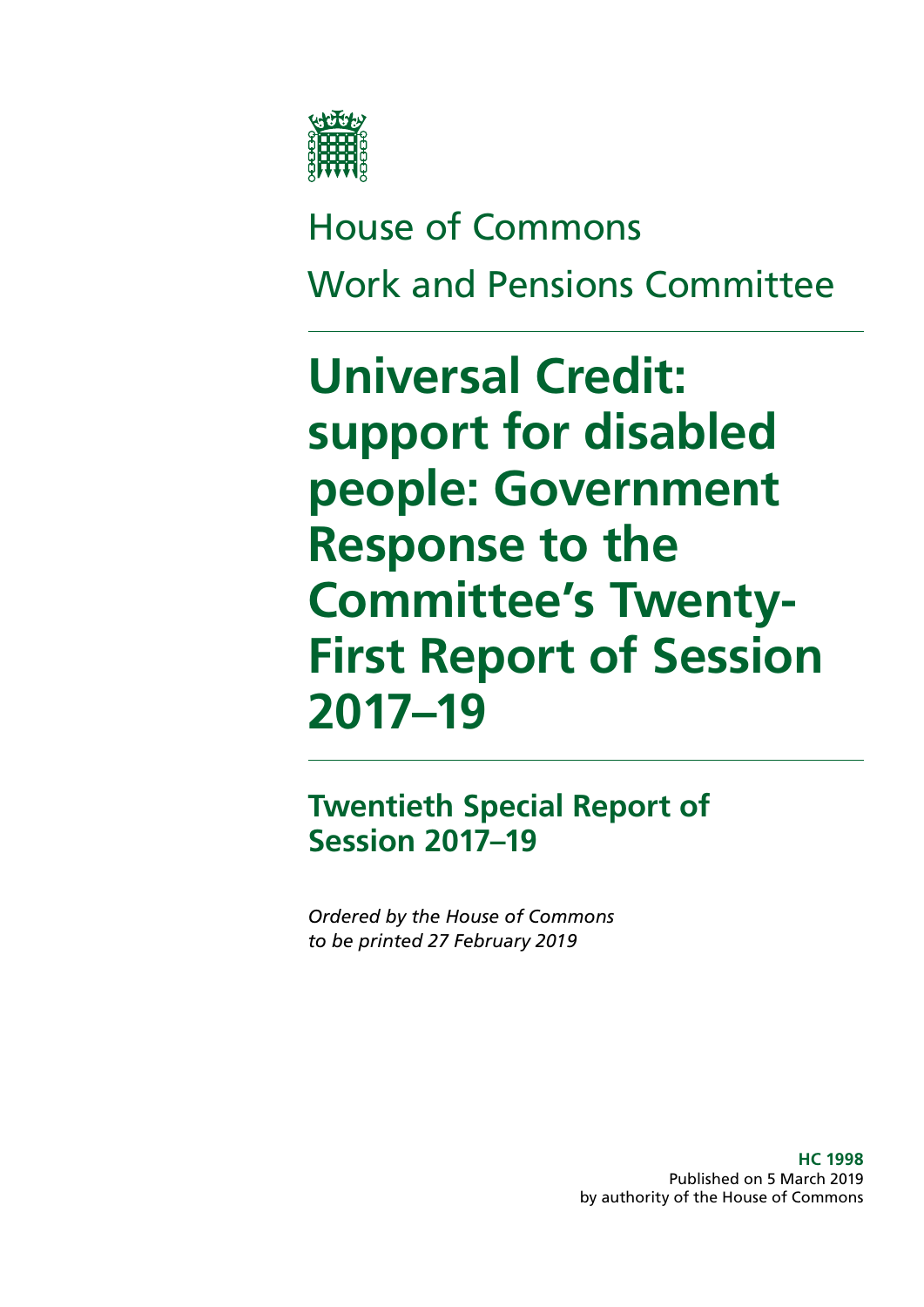House of Commons

Work and Pensions Committee

# Universal Credit: support for disabled people: Government Response to the Committee's Twenty-First Report of Session 2017–19

## Twentieth Special Report of Session 2017–19

*Ordered by the House of Commons to be printed 27 February 2019*

**HC 1998**
Published on 5 March 2019
by authority of the House of Commons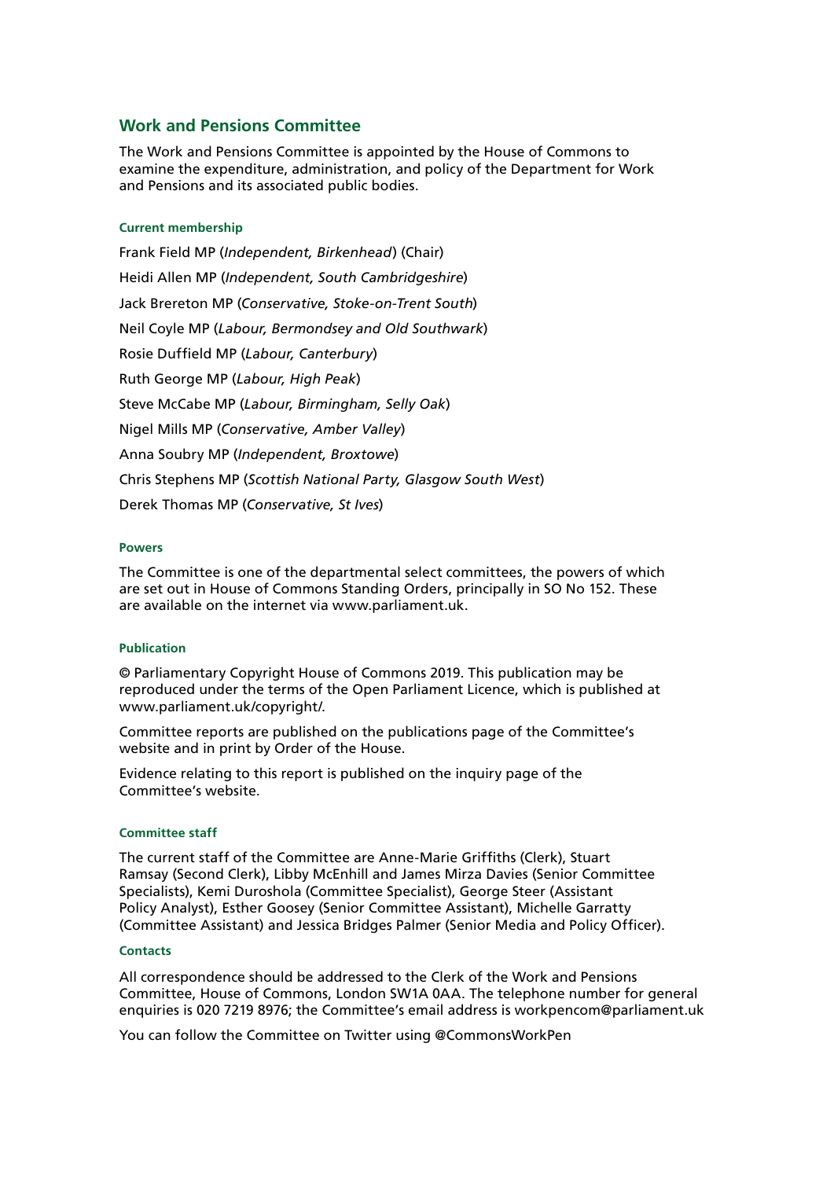## Work and Pensions Committee

The Work and Pensions Committee is appointed by the House of Commons to examine the expenditure, administration, and policy of the Department for Work and Pensions and its associated public bodies.

#### Current membership

Frank Field MP (*Independent, Birkenhead*) (Chair)

Heidi Allen MP (*Independent, South Cambridgeshire*)

Jack Brereton MP (*Conservative, Stoke-on-Trent South*)

Neil Coyle MP (*Labour, Bermondsey and Old Southwark*)

Rosie Duffield MP (*Labour, Canterbury*)

Ruth George MP (*Labour, High Peak*)

Steve McCabe MP (*Labour, Birmingham, Selly Oak*)

Nigel Mills MP (*Conservative, Amber Valley*)

Anna Soubry MP (*Independent, Broxtowe*)

Chris Stephens MP (*Scottish National Party, Glasgow South West*)

Derek Thomas MP (*Conservative, St Ives*)

#### Powers

The Committee is one of the departmental select committees, the powers of which are set out in House of Commons Standing Orders, principally in SO No 152. These are available on the internet via www.parliament.uk.

#### Publication

© Parliamentary Copyright House of Commons 2019. This publication may be reproduced under the terms of the Open Parliament Licence, which is published at www.parliament.uk/copyright/.

Committee reports are published on the publications page of the Committee's website and in print by Order of the House.

Evidence relating to this report is published on the inquiry page of the Committee's website.

#### Committee staff

The current staff of the Committee are Anne-Marie Griffiths (Clerk), Stuart Ramsay (Second Clerk), Libby McEnhill and James Mirza Davies (Senior Committee Specialists), Kemi Duroshola (Committee Specialist), George Steer (Assistant Policy Analyst), Esther Goosey (Senior Committee Assistant), Michelle Garratty (Committee Assistant) and Jessica Bridges Palmer (Senior Media and Policy Officer).

#### Contacts

All correspondence should be addressed to the Clerk of the Work and Pensions Committee, House of Commons, London SW1A 0AA. The telephone number for general enquiries is 020 7219 8976; the Committee's email address is workpencom@parliament.uk

You can follow the Committee on Twitter using @CommonsWorkPen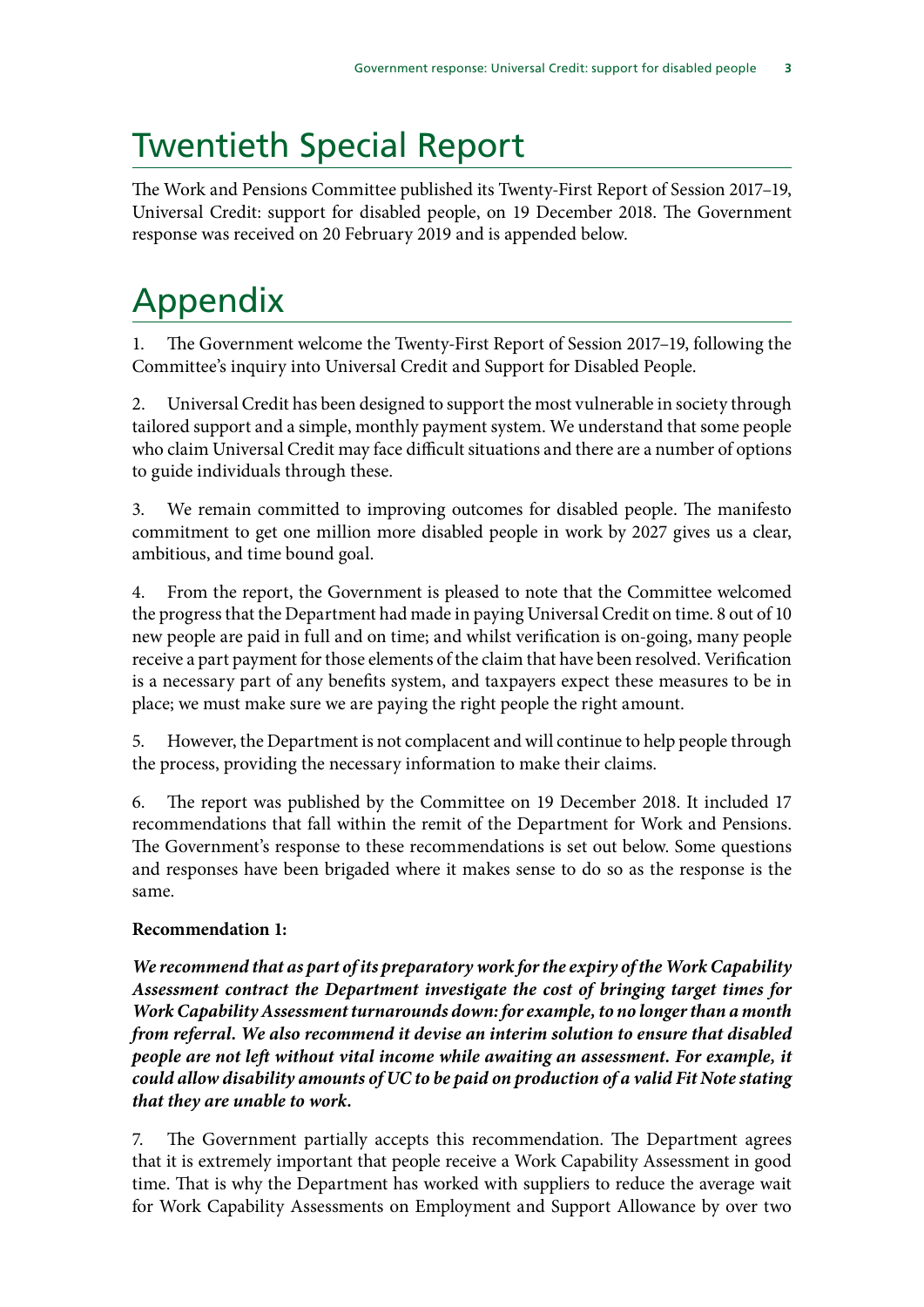# Twentieth Special Report

The Work and Pensions Committee published its Twenty-First Report of Session 2017–19, Universal Credit: support for disabled people, on 19 December 2018. The Government response was received on 20 February 2019 and is appended below.

# Appendix

1. The Government welcome the Twenty-First Report of Session 2017–19, following the Committee's inquiry into Universal Credit and Support for Disabled People.

2. Universal Credit has been designed to support the most vulnerable in society through tailored support and a simple, monthly payment system. We understand that some people who claim Universal Credit may face difficult situations and there are a number of options to guide individuals through these.

3. We remain committed to improving outcomes for disabled people. The manifesto commitment to get one million more disabled people in work by 2027 gives us a clear, ambitious, and time bound goal.

4. From the report, the Government is pleased to note that the Committee welcomed the progress that the Department had made in paying Universal Credit on time. 8 out of 10 new people are paid in full and on time; and whilst verification is on-going, many people receive a part payment for those elements of the claim that have been resolved. Verification is a necessary part of any benefits system, and taxpayers expect these measures to be in place; we must make sure we are paying the right people the right amount.

5. However, the Department is not complacent and will continue to help people through the process, providing the necessary information to make their claims.

6. The report was published by the Committee on 19 December 2018. It included 17 recommendations that fall within the remit of the Department for Work and Pensions. The Government's response to these recommendations is set out below. Some questions and responses have been brigaded where it makes sense to do so as the response is the same.

**Recommendation 1:**

***We recommend that as part of its preparatory work for the expiry of the Work Capability Assessment contract the Department investigate the cost of bringing target times for Work Capability Assessment turnarounds down: for example, to no longer than a month from referral. We also recommend it devise an interim solution to ensure that disabled people are not left without vital income while awaiting an assessment. For example, it could allow disability amounts of UC to be paid on production of a valid Fit Note stating that they are unable to work.***

7. The Government partially accepts this recommendation. The Department agrees that it is extremely important that people receive a Work Capability Assessment in good time. That is why the Department has worked with suppliers to reduce the average wait for Work Capability Assessments on Employment and Support Allowance by over two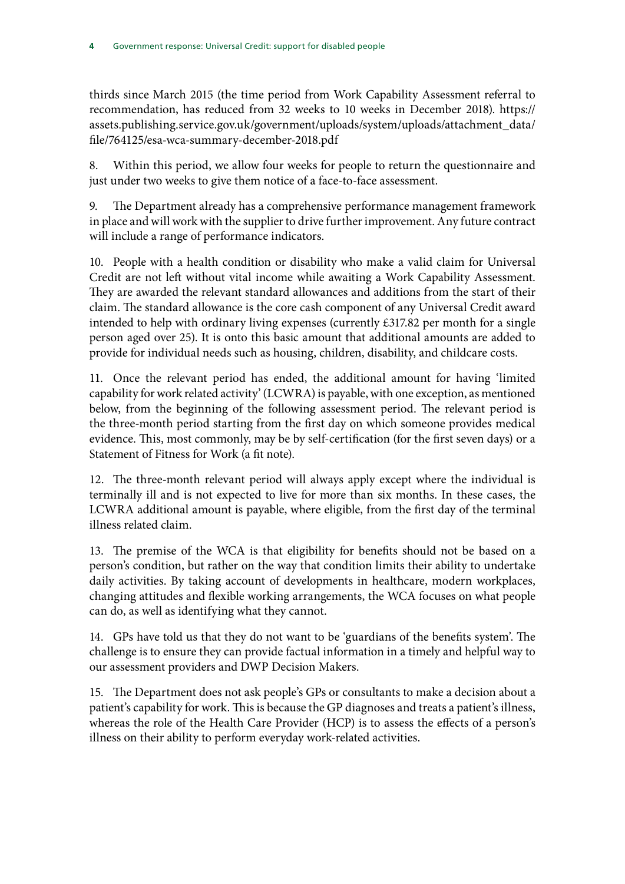thirds since March 2015 (the time period from Work Capability Assessment referral to recommendation, has reduced from 32 weeks to 10 weeks in December 2018). https://assets.publishing.service.gov.uk/government/uploads/system/uploads/attachment_data/file/764125/esa-wca-summary-december-2018.pdf

8. Within this period, we allow four weeks for people to return the questionnaire and just under two weeks to give them notice of a face-to-face assessment.

9. The Department already has a comprehensive performance management framework in place and will work with the supplier to drive further improvement. Any future contract will include a range of performance indicators.

10. People with a health condition or disability who make a valid claim for Universal Credit are not left without vital income while awaiting a Work Capability Assessment. They are awarded the relevant standard allowances and additions from the start of their claim. The standard allowance is the core cash component of any Universal Credit award intended to help with ordinary living expenses (currently £317.82 per month for a single person aged over 25). It is onto this basic amount that additional amounts are added to provide for individual needs such as housing, children, disability, and childcare costs.

11. Once the relevant period has ended, the additional amount for having 'limited capability for work related activity' (LCWRA) is payable, with one exception, as mentioned below, from the beginning of the following assessment period. The relevant period is the three-month period starting from the first day on which someone provides medical evidence. This, most commonly, may be by self-certification (for the first seven days) or a Statement of Fitness for Work (a fit note).

12. The three-month relevant period will always apply except where the individual is terminally ill and is not expected to live for more than six months. In these cases, the LCWRA additional amount is payable, where eligible, from the first day of the terminal illness related claim.

13. The premise of the WCA is that eligibility for benefits should not be based on a person's condition, but rather on the way that condition limits their ability to undertake daily activities. By taking account of developments in healthcare, modern workplaces, changing attitudes and flexible working arrangements, the WCA focuses on what people can do, as well as identifying what they cannot.

14. GPs have told us that they do not want to be 'guardians of the benefits system'. The challenge is to ensure they can provide factual information in a timely and helpful way to our assessment providers and DWP Decision Makers.

15. The Department does not ask people's GPs or consultants to make a decision about a patient's capability for work. This is because the GP diagnoses and treats a patient's illness, whereas the role of the Health Care Provider (HCP) is to assess the effects of a person's illness on their ability to perform everyday work-related activities.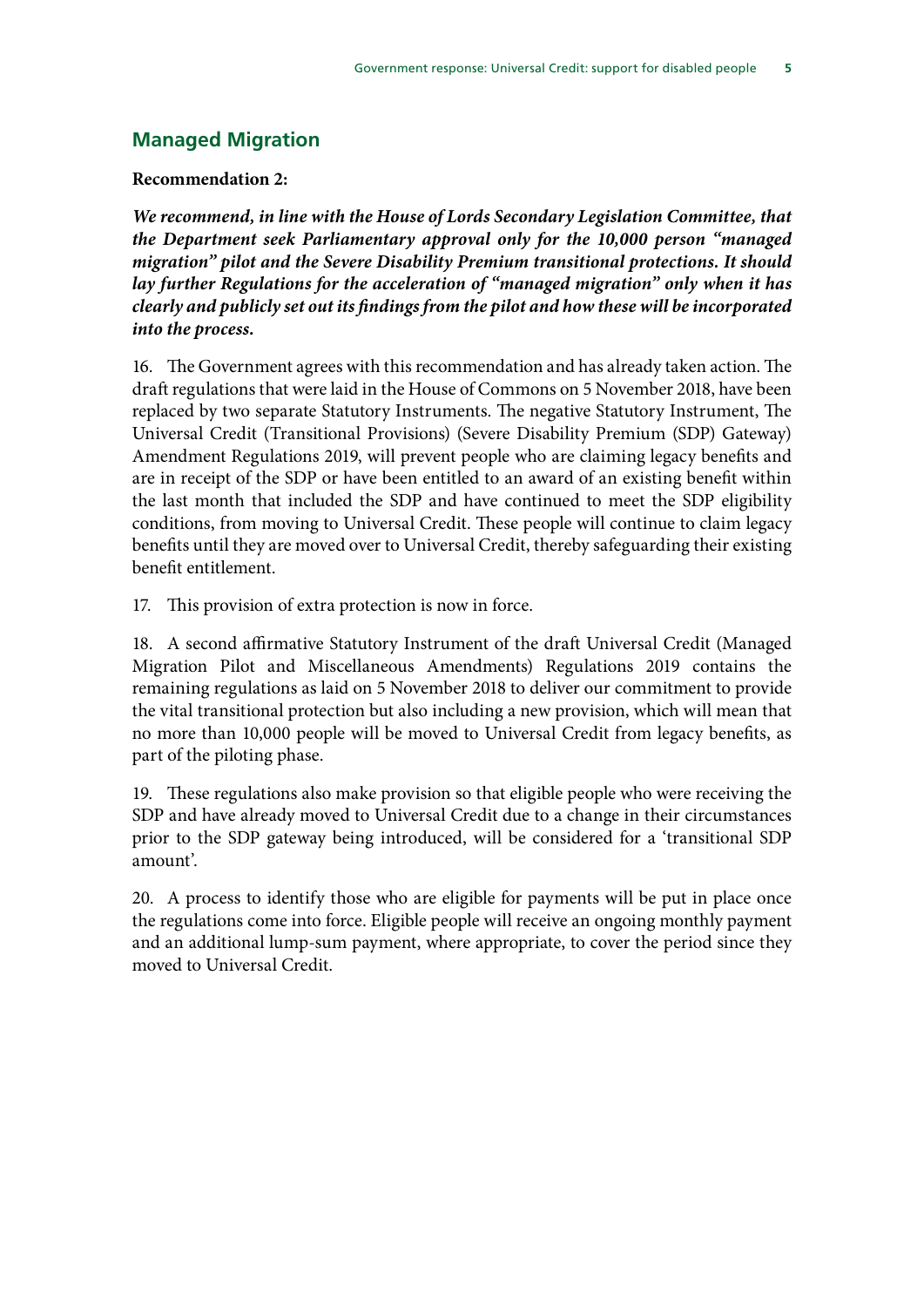## Managed Migration

**Recommendation 2:**

***We recommend, in line with the House of Lords Secondary Legislation Committee, that the Department seek Parliamentary approval only for the 10,000 person "managed migration" pilot and the Severe Disability Premium transitional protections. It should lay further Regulations for the acceleration of "managed migration" only when it has clearly and publicly set out its findings from the pilot and how these will be incorporated into the process.***

16. The Government agrees with this recommendation and has already taken action. The draft regulations that were laid in the House of Commons on 5 November 2018, have been replaced by two separate Statutory Instruments. The negative Statutory Instrument, The Universal Credit (Transitional Provisions) (Severe Disability Premium (SDP) Gateway) Amendment Regulations 2019, will prevent people who are claiming legacy benefits and are in receipt of the SDP or have been entitled to an award of an existing benefit within the last month that included the SDP and have continued to meet the SDP eligibility conditions, from moving to Universal Credit. These people will continue to claim legacy benefits until they are moved over to Universal Credit, thereby safeguarding their existing benefit entitlement.

17. This provision of extra protection is now in force.

18. A second affirmative Statutory Instrument of the draft Universal Credit (Managed Migration Pilot and Miscellaneous Amendments) Regulations 2019 contains the remaining regulations as laid on 5 November 2018 to deliver our commitment to provide the vital transitional protection but also including a new provision, which will mean that no more than 10,000 people will be moved to Universal Credit from legacy benefits, as part of the piloting phase.

19. These regulations also make provision so that eligible people who were receiving the SDP and have already moved to Universal Credit due to a change in their circumstances prior to the SDP gateway being introduced, will be considered for a 'transitional SDP amount'.

20. A process to identify those who are eligible for payments will be put in place once the regulations come into force. Eligible people will receive an ongoing monthly payment and an additional lump-sum payment, where appropriate, to cover the period since they moved to Universal Credit.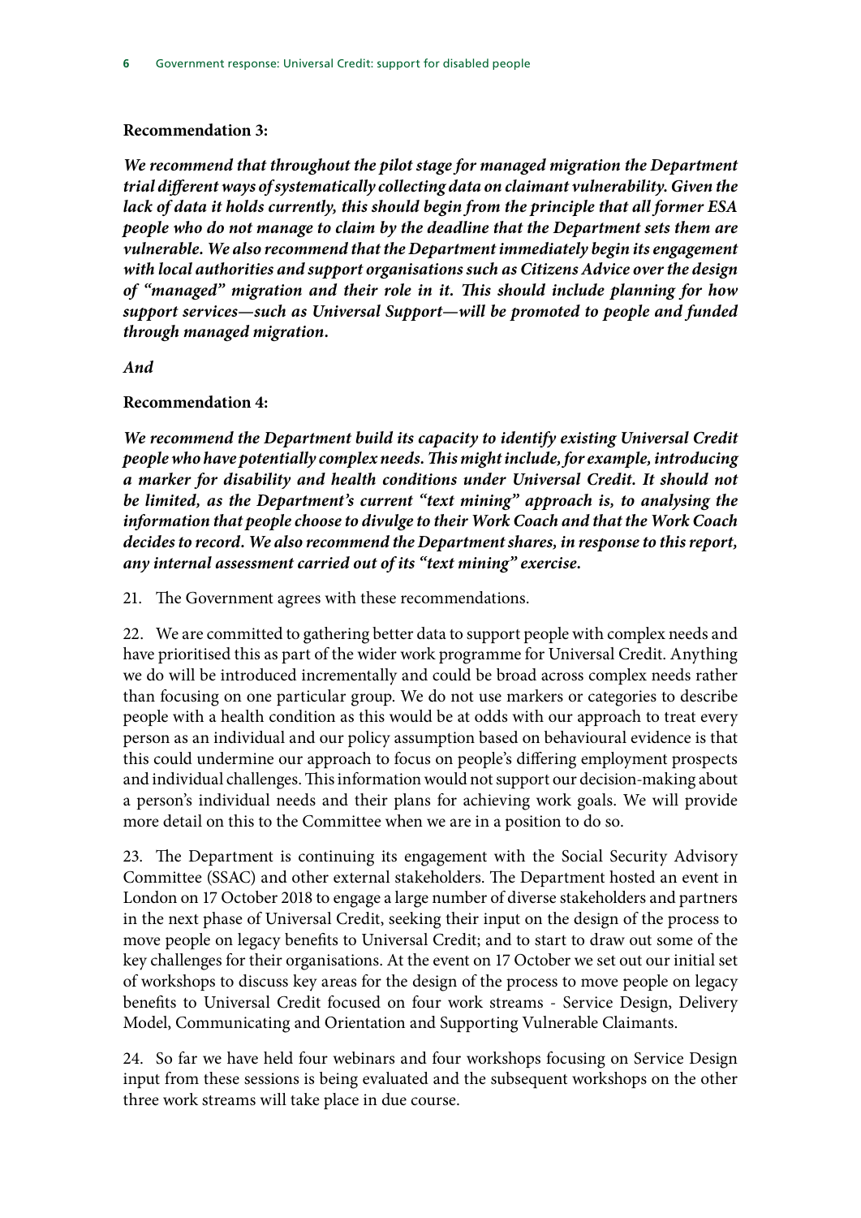**Recommendation 3:**

***We recommend that throughout the pilot stage for managed migration the Department trial different ways of systematically collecting data on claimant vulnerability. Given the lack of data it holds currently, this should begin from the principle that all former ESA people who do not manage to claim by the deadline that the Department sets them are vulnerable. We also recommend that the Department immediately begin its engagement with local authorities and support organisations such as Citizens Advice over the design of "managed" migration and their role in it. This should include planning for how support services—such as Universal Support—will be promoted to people and funded through managed migration.***

***And***

**Recommendation 4:**

***We recommend the Department build its capacity to identify existing Universal Credit people who have potentially complex needs. This might include, for example, introducing a marker for disability and health conditions under Universal Credit. It should not be limited, as the Department's current "text mining" approach is, to analysing the information that people choose to divulge to their Work Coach and that the Work Coach decides to record. We also recommend the Department shares, in response to this report, any internal assessment carried out of its "text mining" exercise.***

21. The Government agrees with these recommendations.

22. We are committed to gathering better data to support people with complex needs and have prioritised this as part of the wider work programme for Universal Credit. Anything we do will be introduced incrementally and could be broad across complex needs rather than focusing on one particular group. We do not use markers or categories to describe people with a health condition as this would be at odds with our approach to treat every person as an individual and our policy assumption based on behavioural evidence is that this could undermine our approach to focus on people's differing employment prospects and individual challenges. This information would not support our decision-making about a person's individual needs and their plans for achieving work goals. We will provide more detail on this to the Committee when we are in a position to do so.

23. The Department is continuing its engagement with the Social Security Advisory Committee (SSAC) and other external stakeholders. The Department hosted an event in London on 17 October 2018 to engage a large number of diverse stakeholders and partners in the next phase of Universal Credit, seeking their input on the design of the process to move people on legacy benefits to Universal Credit; and to start to draw out some of the key challenges for their organisations. At the event on 17 October we set out our initial set of workshops to discuss key areas for the design of the process to move people on legacy benefits to Universal Credit focused on four work streams - Service Design, Delivery Model, Communicating and Orientation and Supporting Vulnerable Claimants.

24. So far we have held four webinars and four workshops focusing on Service Design input from these sessions is being evaluated and the subsequent workshops on the other three work streams will take place in due course.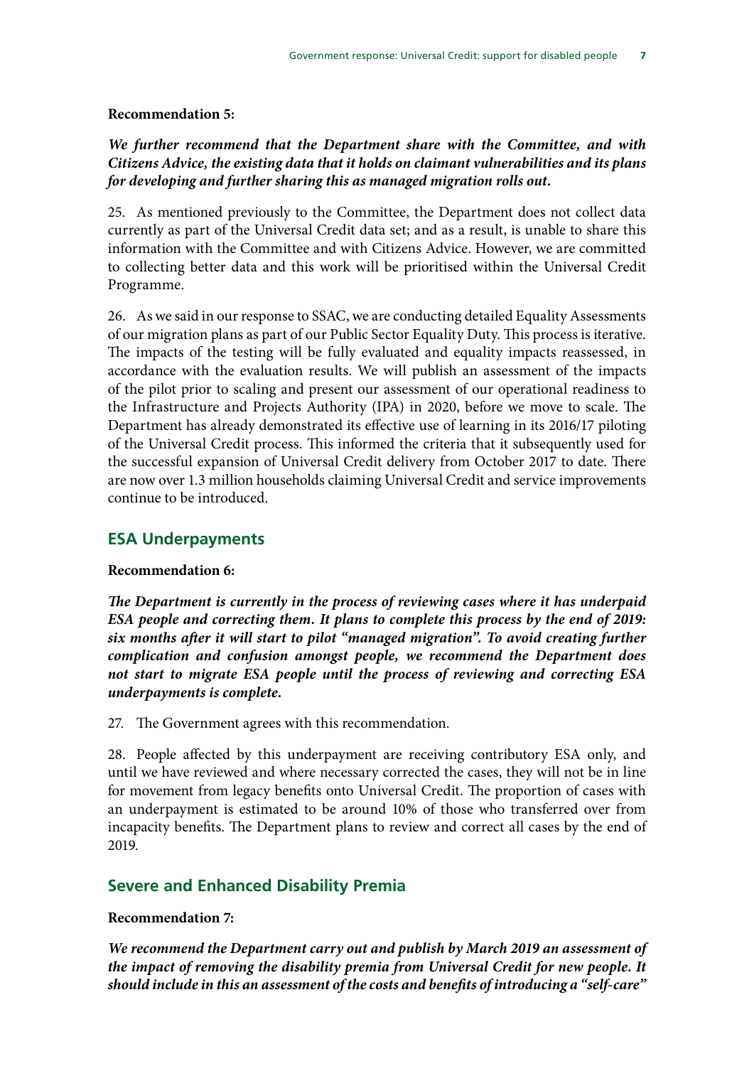**Recommendation 5:**

***We further recommend that the Department share with the Committee, and with Citizens Advice, the existing data that it holds on claimant vulnerabilities and its plans for developing and further sharing this as managed migration rolls out.***

25. As mentioned previously to the Committee, the Department does not collect data currently as part of the Universal Credit data set; and as a result, is unable to share this information with the Committee and with Citizens Advice. However, we are committed to collecting better data and this work will be prioritised within the Universal Credit Programme.

26. As we said in our response to SSAC, we are conducting detailed Equality Assessments of our migration plans as part of our Public Sector Equality Duty. This process is iterative. The impacts of the testing will be fully evaluated and equality impacts reassessed, in accordance with the evaluation results. We will publish an assessment of the impacts of the pilot prior to scaling and present our assessment of our operational readiness to the Infrastructure and Projects Authority (IPA) in 2020, before we move to scale. The Department has already demonstrated its effective use of learning in its 2016/17 piloting of the Universal Credit process. This informed the criteria that it subsequently used for the successful expansion of Universal Credit delivery from October 2017 to date. There are now over 1.3 million households claiming Universal Credit and service improvements continue to be introduced.

## ESA Underpayments

**Recommendation 6:**

***The Department is currently in the process of reviewing cases where it has underpaid ESA people and correcting them. It plans to complete this process by the end of 2019: six months after it will start to pilot "managed migration". To avoid creating further complication and confusion amongst people, we recommend the Department does not start to migrate ESA people until the process of reviewing and correcting ESA underpayments is complete.***

27. The Government agrees with this recommendation.

28. People affected by this underpayment are receiving contributory ESA only, and until we have reviewed and where necessary corrected the cases, they will not be in line for movement from legacy benefits onto Universal Credit. The proportion of cases with an underpayment is estimated to be around 10% of those who transferred over from incapacity benefits. The Department plans to review and correct all cases by the end of 2019.

## Severe and Enhanced Disability Premia

**Recommendation 7:**

***We recommend the Department carry out and publish by March 2019 an assessment of the impact of removing the disability premia from Universal Credit for new people. It should include in this an assessment of the costs and benefits of introducing a "self-care"***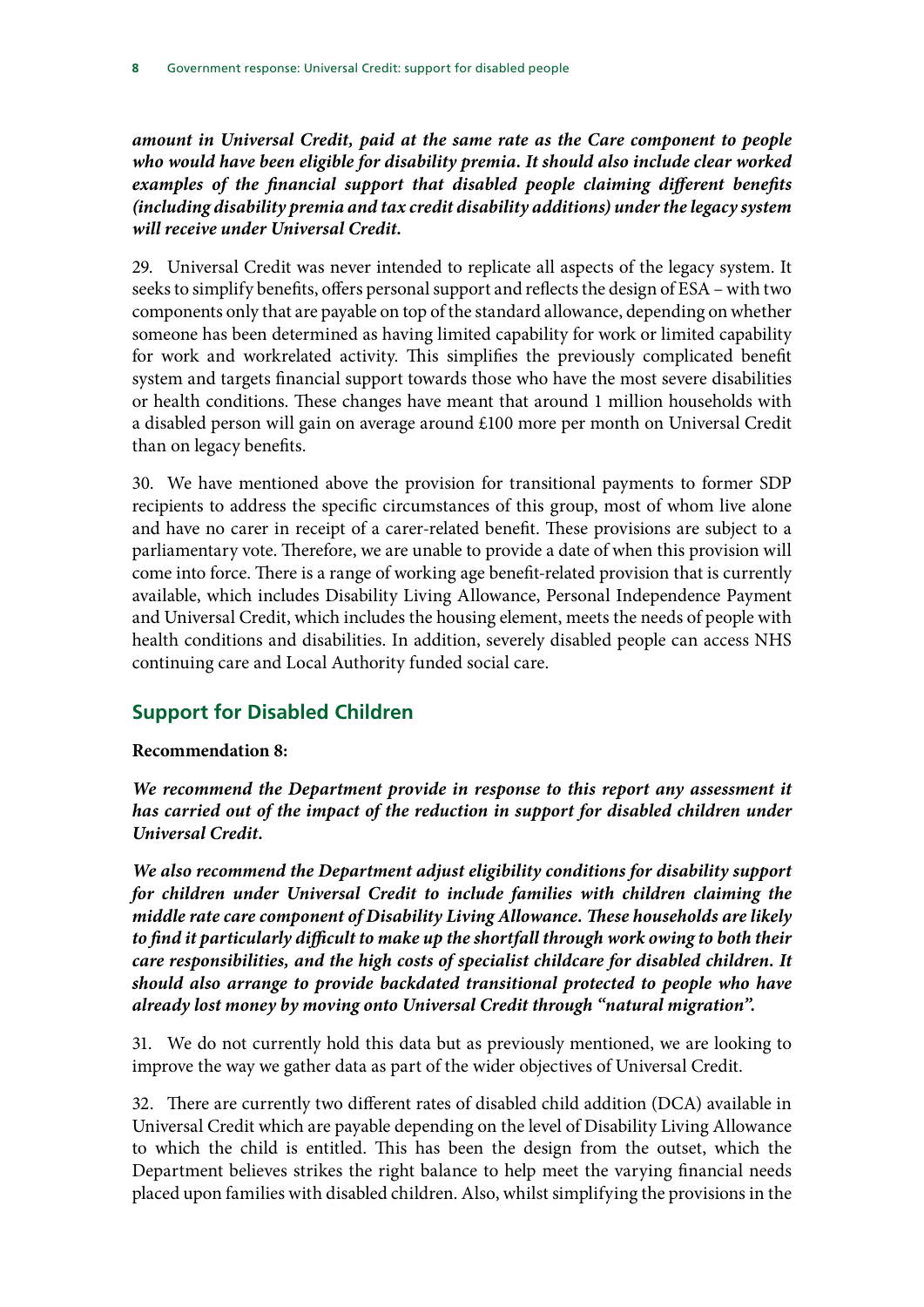***amount in Universal Credit, paid at the same rate as the Care component to people who would have been eligible for disability premia. It should also include clear worked examples of the financial support that disabled people claiming different benefits (including disability premia and tax credit disability additions) under the legacy system will receive under Universal Credit.***

29. Universal Credit was never intended to replicate all aspects of the legacy system. It seeks to simplify benefits, offers personal support and reflects the design of ESA – with two components only that are payable on top of the standard allowance, depending on whether someone has been determined as having limited capability for work or limited capability for work and workrelated activity. This simplifies the previously complicated benefit system and targets financial support towards those who have the most severe disabilities or health conditions. These changes have meant that around 1 million households with a disabled person will gain on average around £100 more per month on Universal Credit than on legacy benefits.

30. We have mentioned above the provision for transitional payments to former SDP recipients to address the specific circumstances of this group, most of whom live alone and have no carer in receipt of a carer-related benefit. These provisions are subject to a parliamentary vote. Therefore, we are unable to provide a date of when this provision will come into force. There is a range of working age benefit-related provision that is currently available, which includes Disability Living Allowance, Personal Independence Payment and Universal Credit, which includes the housing element, meets the needs of people with health conditions and disabilities. In addition, severely disabled people can access NHS continuing care and Local Authority funded social care.

## Support for Disabled Children

**Recommendation 8:**

***We recommend the Department provide in response to this report any assessment it has carried out of the impact of the reduction in support for disabled children under Universal Credit.***

***We also recommend the Department adjust eligibility conditions for disability support for children under Universal Credit to include families with children claiming the middle rate care component of Disability Living Allowance. These households are likely to find it particularly difficult to make up the shortfall through work owing to both their care responsibilities, and the high costs of specialist childcare for disabled children. It should also arrange to provide backdated transitional protected to people who have already lost money by moving onto Universal Credit through "natural migration".***

31. We do not currently hold this data but as previously mentioned, we are looking to improve the way we gather data as part of the wider objectives of Universal Credit.

32. There are currently two different rates of disabled child addition (DCA) available in Universal Credit which are payable depending on the level of Disability Living Allowance to which the child is entitled. This has been the design from the outset, which the Department believes strikes the right balance to help meet the varying financial needs placed upon families with disabled children. Also, whilst simplifying the provisions in the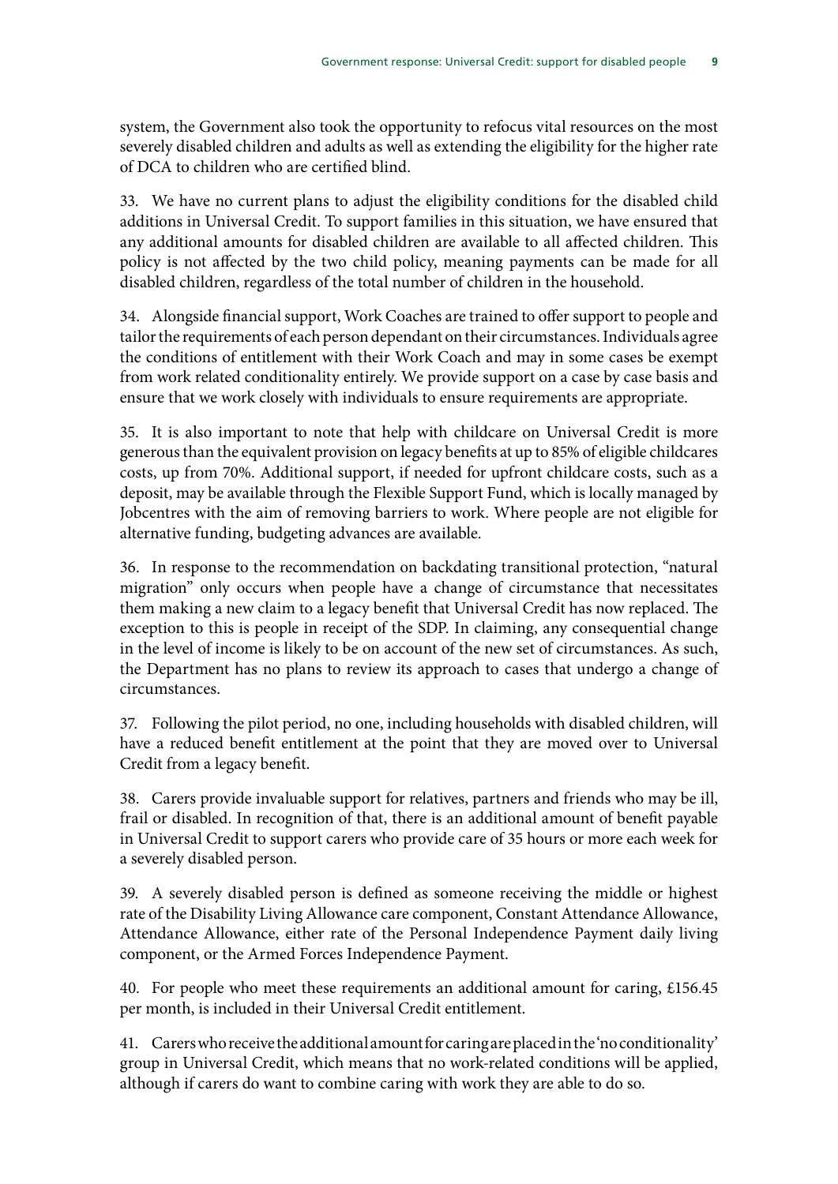system, the Government also took the opportunity to refocus vital resources on the most severely disabled children and adults as well as extending the eligibility for the higher rate of DCA to children who are certified blind.

33. We have no current plans to adjust the eligibility conditions for the disabled child additions in Universal Credit. To support families in this situation, we have ensured that any additional amounts for disabled children are available to all affected children. This policy is not affected by the two child policy, meaning payments can be made for all disabled children, regardless of the total number of children in the household.

34. Alongside financial support, Work Coaches are trained to offer support to people and tailor the requirements of each person dependant on their circumstances. Individuals agree the conditions of entitlement with their Work Coach and may in some cases be exempt from work related conditionality entirely. We provide support on a case by case basis and ensure that we work closely with individuals to ensure requirements are appropriate.

35. It is also important to note that help with childcare on Universal Credit is more generous than the equivalent provision on legacy benefits at up to 85% of eligible childcares costs, up from 70%. Additional support, if needed for upfront childcare costs, such as a deposit, may be available through the Flexible Support Fund, which is locally managed by Jobcentres with the aim of removing barriers to work. Where people are not eligible for alternative funding, budgeting advances are available.

36. In response to the recommendation on backdating transitional protection, "natural migration" only occurs when people have a change of circumstance that necessitates them making a new claim to a legacy benefit that Universal Credit has now replaced. The exception to this is people in receipt of the SDP. In claiming, any consequential change in the level of income is likely to be on account of the new set of circumstances. As such, the Department has no plans to review its approach to cases that undergo a change of circumstances.

37. Following the pilot period, no one, including households with disabled children, will have a reduced benefit entitlement at the point that they are moved over to Universal Credit from a legacy benefit.

38. Carers provide invaluable support for relatives, partners and friends who may be ill, frail or disabled. In recognition of that, there is an additional amount of benefit payable in Universal Credit to support carers who provide care of 35 hours or more each week for a severely disabled person.

39. A severely disabled person is defined as someone receiving the middle or highest rate of the Disability Living Allowance care component, Constant Attendance Allowance, Attendance Allowance, either rate of the Personal Independence Payment daily living component, or the Armed Forces Independence Payment.

40. For people who meet these requirements an additional amount for caring, £156.45 per month, is included in their Universal Credit entitlement.

41. Carers who receive the additional amount for caring are placed in the 'no conditionality' group in Universal Credit, which means that no work-related conditions will be applied, although if carers do want to combine caring with work they are able to do so.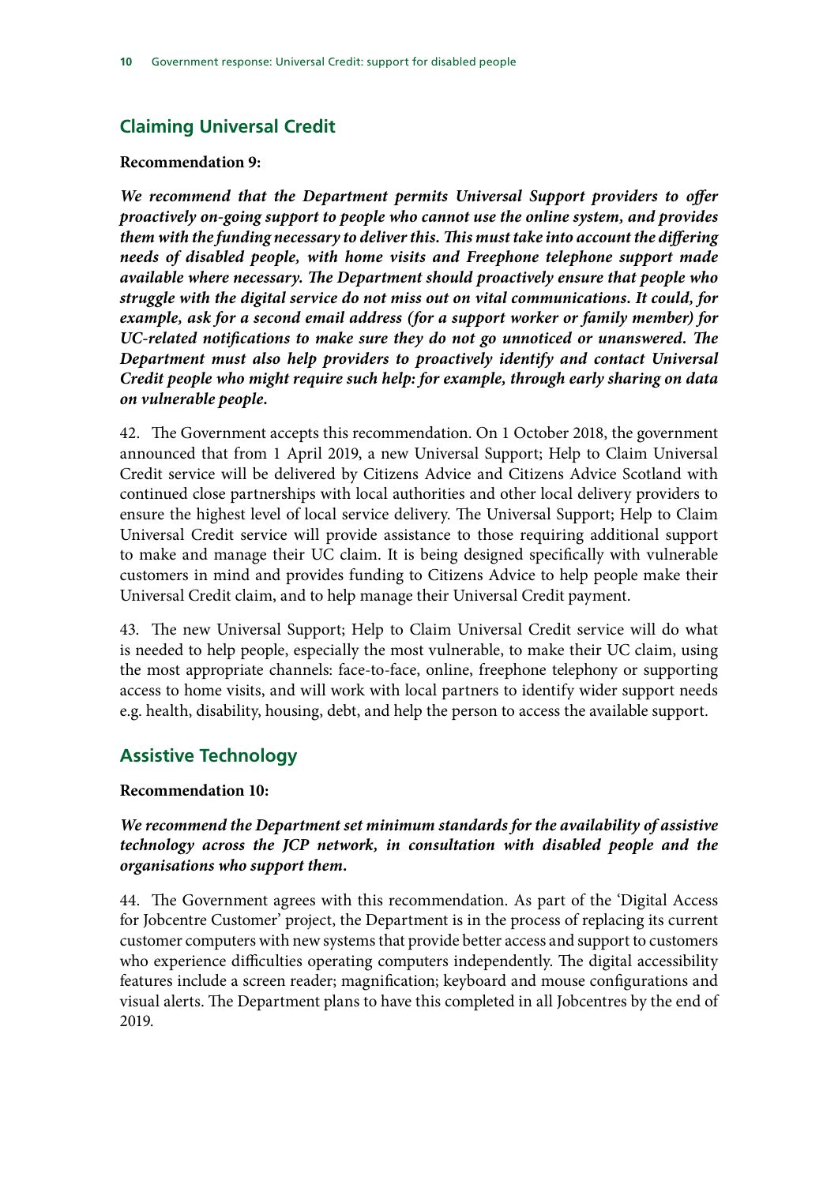## Claiming Universal Credit

**Recommendation 9:**

***We recommend that the Department permits Universal Support providers to offer proactively on-going support to people who cannot use the online system, and provides them with the funding necessary to deliver this. This must take into account the differing needs of disabled people, with home visits and Freephone telephone support made available where necessary. The Department should proactively ensure that people who struggle with the digital service do not miss out on vital communications. It could, for example, ask for a second email address (for a support worker or family member) for UC-related notifications to make sure they do not go unnoticed or unanswered. The Department must also help providers to proactively identify and contact Universal Credit people who might require such help: for example, through early sharing on data on vulnerable people.***

42. The Government accepts this recommendation. On 1 October 2018, the government announced that from 1 April 2019, a new Universal Support; Help to Claim Universal Credit service will be delivered by Citizens Advice and Citizens Advice Scotland with continued close partnerships with local authorities and other local delivery providers to ensure the highest level of local service delivery. The Universal Support; Help to Claim Universal Credit service will provide assistance to those requiring additional support to make and manage their UC claim. It is being designed specifically with vulnerable customers in mind and provides funding to Citizens Advice to help people make their Universal Credit claim, and to help manage their Universal Credit payment.

43. The new Universal Support; Help to Claim Universal Credit service will do what is needed to help people, especially the most vulnerable, to make their UC claim, using the most appropriate channels: face-to-face, online, freephone telephony or supporting access to home visits, and will work with local partners to identify wider support needs e.g. health, disability, housing, debt, and help the person to access the available support.

## Assistive Technology

**Recommendation 10:**

***We recommend the Department set minimum standards for the availability of assistive technology across the JCP network, in consultation with disabled people and the organisations who support them.***

44. The Government agrees with this recommendation. As part of the 'Digital Access for Jobcentre Customer' project, the Department is in the process of replacing its current customer computers with new systems that provide better access and support to customers who experience difficulties operating computers independently. The digital accessibility features include a screen reader; magnification; keyboard and mouse configurations and visual alerts. The Department plans to have this completed in all Jobcentres by the end of 2019.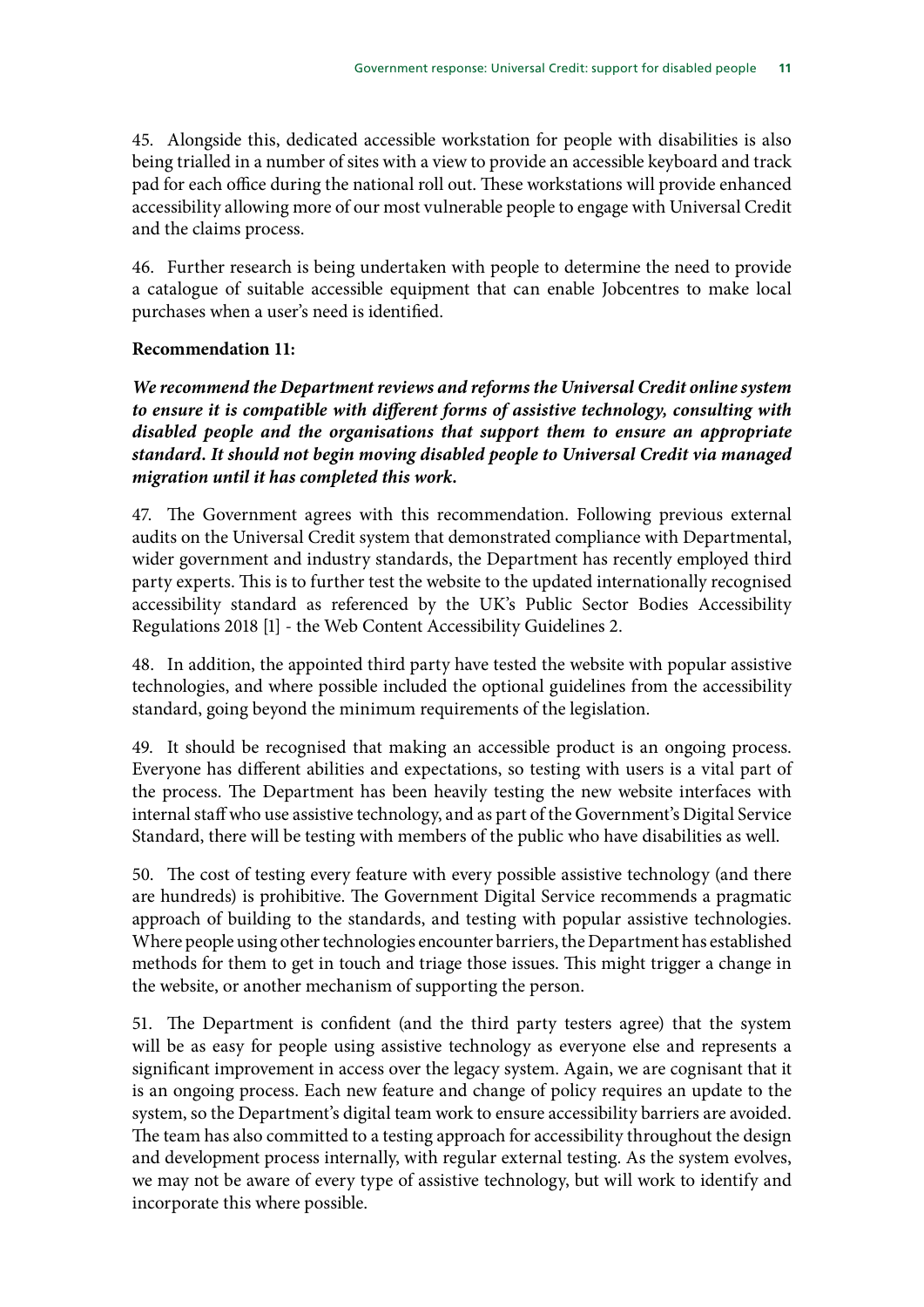45. Alongside this, dedicated accessible workstation for people with disabilities is also being trialled in a number of sites with a view to provide an accessible keyboard and track pad for each office during the national roll out. These workstations will provide enhanced accessibility allowing more of our most vulnerable people to engage with Universal Credit and the claims process.

46. Further research is being undertaken with people to determine the need to provide a catalogue of suitable accessible equipment that can enable Jobcentres to make local purchases when a user's need is identified.

**Recommendation 11:**

***We recommend the Department reviews and reforms the Universal Credit online system to ensure it is compatible with different forms of assistive technology, consulting with disabled people and the organisations that support them to ensure an appropriate standard. It should not begin moving disabled people to Universal Credit via managed migration until it has completed this work.***

47. The Government agrees with this recommendation. Following previous external audits on the Universal Credit system that demonstrated compliance with Departmental, wider government and industry standards, the Department has recently employed third party experts. This is to further test the website to the updated internationally recognised accessibility standard as referenced by the UK's Public Sector Bodies Accessibility Regulations 2018 [1] - the Web Content Accessibility Guidelines 2.

48. In addition, the appointed third party have tested the website with popular assistive technologies, and where possible included the optional guidelines from the accessibility standard, going beyond the minimum requirements of the legislation.

49. It should be recognised that making an accessible product is an ongoing process. Everyone has different abilities and expectations, so testing with users is a vital part of the process. The Department has been heavily testing the new website interfaces with internal staff who use assistive technology, and as part of the Government's Digital Service Standard, there will be testing with members of the public who have disabilities as well.

50. The cost of testing every feature with every possible assistive technology (and there are hundreds) is prohibitive. The Government Digital Service recommends a pragmatic approach of building to the standards, and testing with popular assistive technologies. Where people using other technologies encounter barriers, the Department has established methods for them to get in touch and triage those issues. This might trigger a change in the website, or another mechanism of supporting the person.

51. The Department is confident (and the third party testers agree) that the system will be as easy for people using assistive technology as everyone else and represents a significant improvement in access over the legacy system. Again, we are cognisant that it is an ongoing process. Each new feature and change of policy requires an update to the system, so the Department's digital team work to ensure accessibility barriers are avoided. The team has also committed to a testing approach for accessibility throughout the design and development process internally, with regular external testing. As the system evolves, we may not be aware of every type of assistive technology, but will work to identify and incorporate this where possible.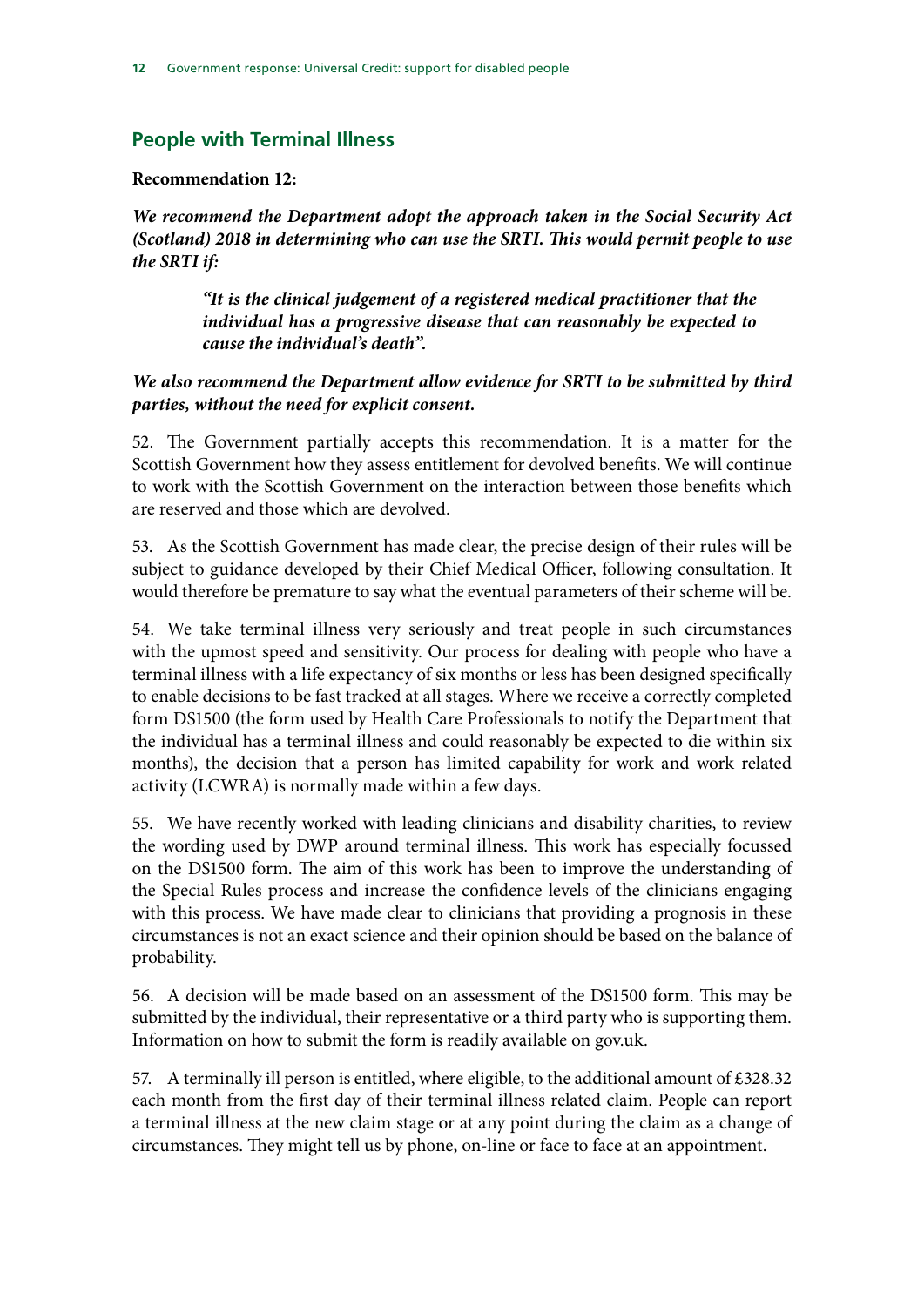## People with Terminal Illness

**Recommendation 12:**

***We recommend the Department adopt the approach taken in the Social Security Act (Scotland) 2018 in determining who can use the SRTI. This would permit people to use the SRTI if:***

> ***"It is the clinical judgement of a registered medical practitioner that the individual has a progressive disease that can reasonably be expected to cause the individual's death".***

***We also recommend the Department allow evidence for SRTI to be submitted by third parties, without the need for explicit consent.***

52. The Government partially accepts this recommendation. It is a matter for the Scottish Government how they assess entitlement for devolved benefits. We will continue to work with the Scottish Government on the interaction between those benefits which are reserved and those which are devolved.

53. As the Scottish Government has made clear, the precise design of their rules will be subject to guidance developed by their Chief Medical Officer, following consultation. It would therefore be premature to say what the eventual parameters of their scheme will be.

54. We take terminal illness very seriously and treat people in such circumstances with the upmost speed and sensitivity. Our process for dealing with people who have a terminal illness with a life expectancy of six months or less has been designed specifically to enable decisions to be fast tracked at all stages. Where we receive a correctly completed form DS1500 (the form used by Health Care Professionals to notify the Department that the individual has a terminal illness and could reasonably be expected to die within six months), the decision that a person has limited capability for work and work related activity (LCWRA) is normally made within a few days.

55. We have recently worked with leading clinicians and disability charities, to review the wording used by DWP around terminal illness. This work has especially focussed on the DS1500 form. The aim of this work has been to improve the understanding of the Special Rules process and increase the confidence levels of the clinicians engaging with this process. We have made clear to clinicians that providing a prognosis in these circumstances is not an exact science and their opinion should be based on the balance of probability.

56. A decision will be made based on an assessment of the DS1500 form. This may be submitted by the individual, their representative or a third party who is supporting them. Information on how to submit the form is readily available on gov.uk.

57. A terminally ill person is entitled, where eligible, to the additional amount of £328.32 each month from the first day of their terminal illness related claim. People can report a terminal illness at the new claim stage or at any point during the claim as a change of circumstances. They might tell us by phone, on-line or face to face at an appointment.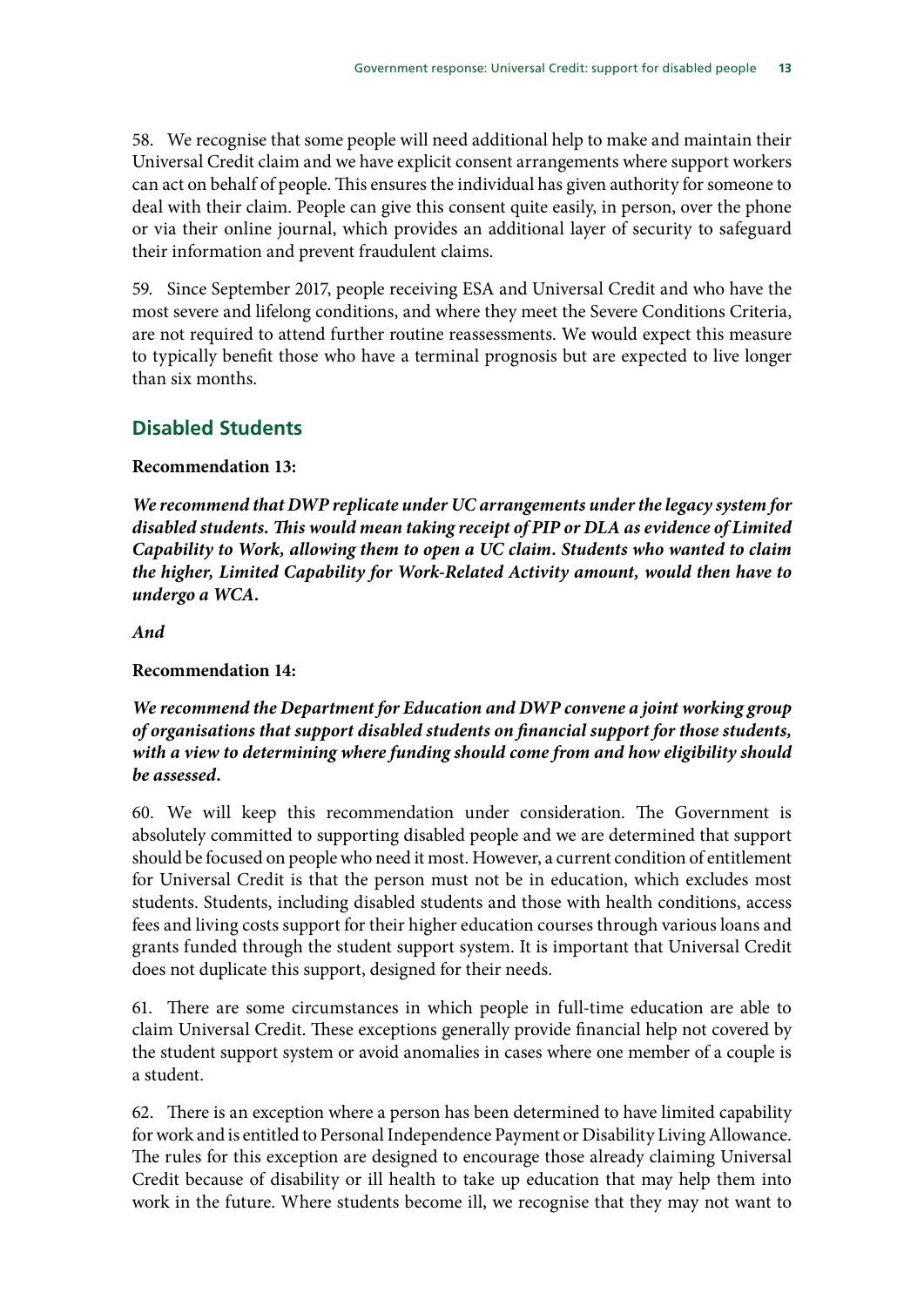58. We recognise that some people will need additional help to make and maintain their Universal Credit claim and we have explicit consent arrangements where support workers can act on behalf of people. This ensures the individual has given authority for someone to deal with their claim. People can give this consent quite easily, in person, over the phone or via their online journal, which provides an additional layer of security to safeguard their information and prevent fraudulent claims.

59. Since September 2017, people receiving ESA and Universal Credit and who have the most severe and lifelong conditions, and where they meet the Severe Conditions Criteria, are not required to attend further routine reassessments. We would expect this measure to typically benefit those who have a terminal prognosis but are expected to live longer than six months.

## Disabled Students

**Recommendation 13:**

***We recommend that DWP replicate under UC arrangements under the legacy system for disabled students. This would mean taking receipt of PIP or DLA as evidence of Limited Capability to Work, allowing them to open a UC claim. Students who wanted to claim the higher, Limited Capability for Work-Related Activity amount, would then have to undergo a WCA.***

***And***

**Recommendation 14:**

***We recommend the Department for Education and DWP convene a joint working group of organisations that support disabled students on financial support for those students, with a view to determining where funding should come from and how eligibility should be assessed.***

60. We will keep this recommendation under consideration. The Government is absolutely committed to supporting disabled people and we are determined that support should be focused on people who need it most. However, a current condition of entitlement for Universal Credit is that the person must not be in education, which excludes most students. Students, including disabled students and those with health conditions, access fees and living costs support for their higher education courses through various loans and grants funded through the student support system. It is important that Universal Credit does not duplicate this support, designed for their needs.

61. There are some circumstances in which people in full-time education are able to claim Universal Credit. These exceptions generally provide financial help not covered by the student support system or avoid anomalies in cases where one member of a couple is a student.

62. There is an exception where a person has been determined to have limited capability for work and is entitled to Personal Independence Payment or Disability Living Allowance. The rules for this exception are designed to encourage those already claiming Universal Credit because of disability or ill health to take up education that may help them into work in the future. Where students become ill, we recognise that they may not want to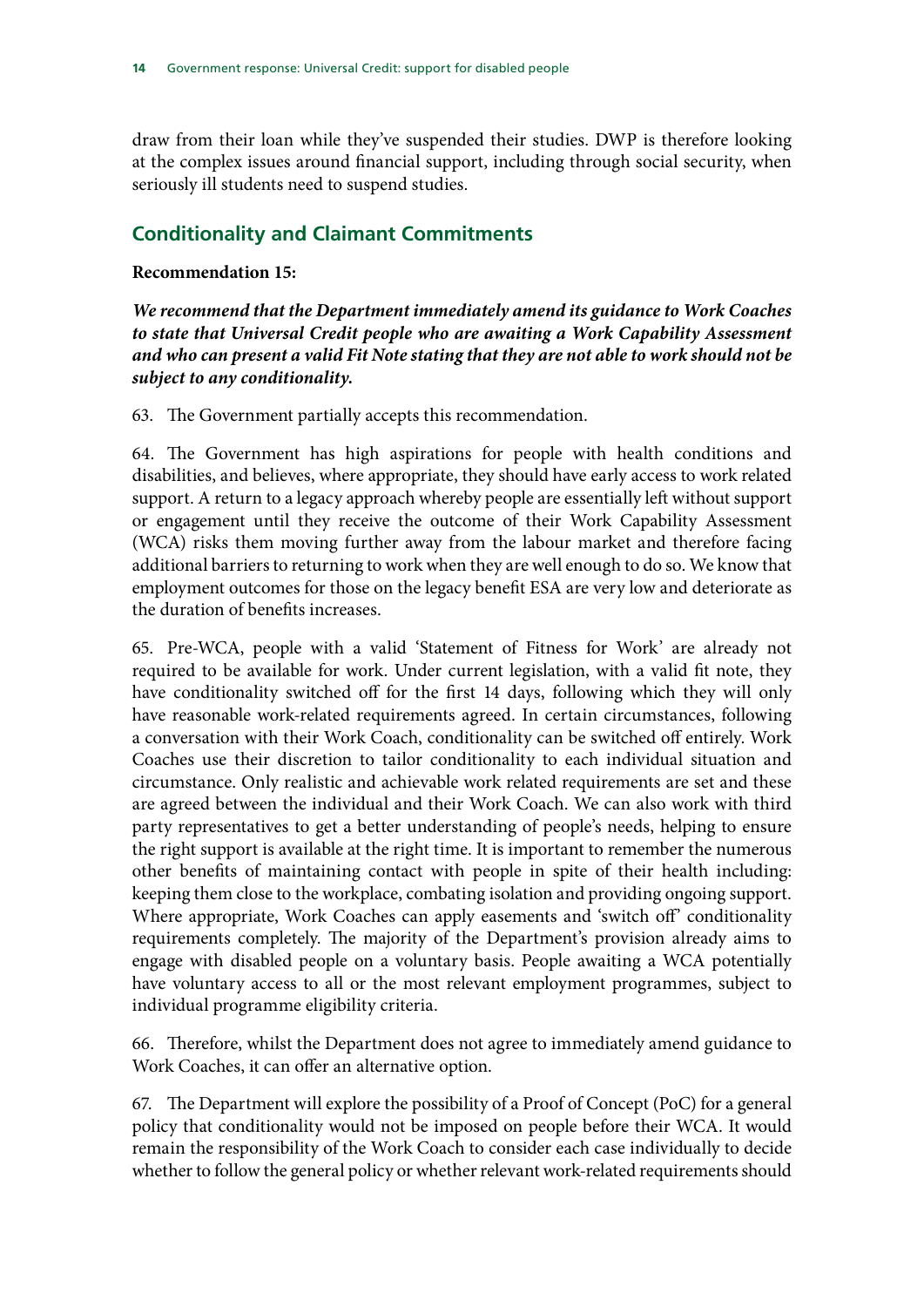draw from their loan while they've suspended their studies. DWP is therefore looking at the complex issues around financial support, including through social security, when seriously ill students need to suspend studies.

## Conditionality and Claimant Commitments

**Recommendation 15:**

***We recommend that the Department immediately amend its guidance to Work Coaches to state that Universal Credit people who are awaiting a Work Capability Assessment and who can present a valid Fit Note stating that they are not able to work should not be subject to any conditionality.***

63. The Government partially accepts this recommendation.

64. The Government has high aspirations for people with health conditions and disabilities, and believes, where appropriate, they should have early access to work related support. A return to a legacy approach whereby people are essentially left without support or engagement until they receive the outcome of their Work Capability Assessment (WCA) risks them moving further away from the labour market and therefore facing additional barriers to returning to work when they are well enough to do so. We know that employment outcomes for those on the legacy benefit ESA are very low and deteriorate as the duration of benefits increases.

65. Pre-WCA, people with a valid 'Statement of Fitness for Work' are already not required to be available for work. Under current legislation, with a valid fit note, they have conditionality switched off for the first 14 days, following which they will only have reasonable work-related requirements agreed. In certain circumstances, following a conversation with their Work Coach, conditionality can be switched off entirely. Work Coaches use their discretion to tailor conditionality to each individual situation and circumstance. Only realistic and achievable work related requirements are set and these are agreed between the individual and their Work Coach. We can also work with third party representatives to get a better understanding of people's needs, helping to ensure the right support is available at the right time. It is important to remember the numerous other benefits of maintaining contact with people in spite of their health including: keeping them close to the workplace, combating isolation and providing ongoing support. Where appropriate, Work Coaches can apply easements and 'switch off' conditionality requirements completely. The majority of the Department's provision already aims to engage with disabled people on a voluntary basis. People awaiting a WCA potentially have voluntary access to all or the most relevant employment programmes, subject to individual programme eligibility criteria.

66. Therefore, whilst the Department does not agree to immediately amend guidance to Work Coaches, it can offer an alternative option.

67. The Department will explore the possibility of a Proof of Concept (PoC) for a general policy that conditionality would not be imposed on people before their WCA. It would remain the responsibility of the Work Coach to consider each case individually to decide whether to follow the general policy or whether relevant work-related requirements should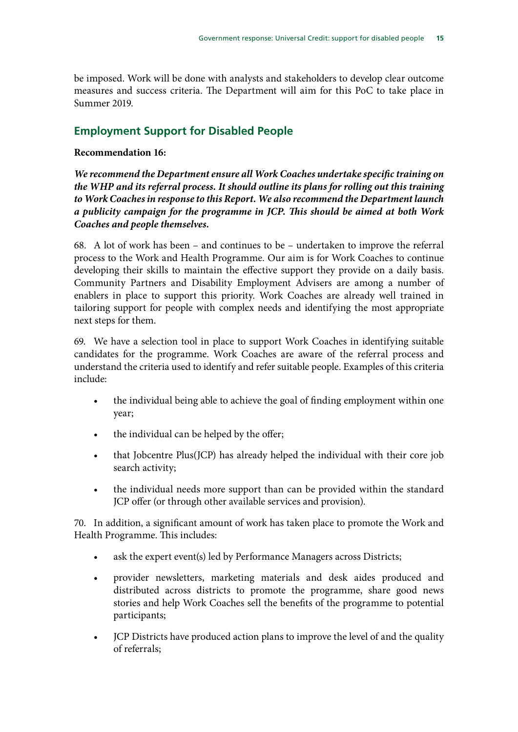be imposed. Work will be done with analysts and stakeholders to develop clear outcome measures and success criteria. The Department will aim for this PoC to take place in Summer 2019.

## Employment Support for Disabled People

**Recommendation 16:**

***We recommend the Department ensure all Work Coaches undertake specific training on the WHP and its referral process. It should outline its plans for rolling out this training to Work Coaches in response to this Report. We also recommend the Department launch a publicity campaign for the programme in JCP. This should be aimed at both Work Coaches and people themselves.***

68. A lot of work has been – and continues to be – undertaken to improve the referral process to the Work and Health Programme. Our aim is for Work Coaches to continue developing their skills to maintain the effective support they provide on a daily basis. Community Partners and Disability Employment Advisers are among a number of enablers in place to support this priority. Work Coaches are already well trained in tailoring support for people with complex needs and identifying the most appropriate next steps for them.

69. We have a selection tool in place to support Work Coaches in identifying suitable candidates for the programme. Work Coaches are aware of the referral process and understand the criteria used to identify and refer suitable people. Examples of this criteria include:

- the individual being able to achieve the goal of finding employment within one year;
- the individual can be helped by the offer;
- that Jobcentre Plus(JCP) has already helped the individual with their core job search activity;
- the individual needs more support than can be provided within the standard JCP offer (or through other available services and provision).

70. In addition, a significant amount of work has taken place to promote the Work and Health Programme. This includes:

- ask the expert event(s) led by Performance Managers across Districts;
- provider newsletters, marketing materials and desk aides produced and distributed across districts to promote the programme, share good news stories and help Work Coaches sell the benefits of the programme to potential participants;
- JCP Districts have produced action plans to improve the level of and the quality of referrals;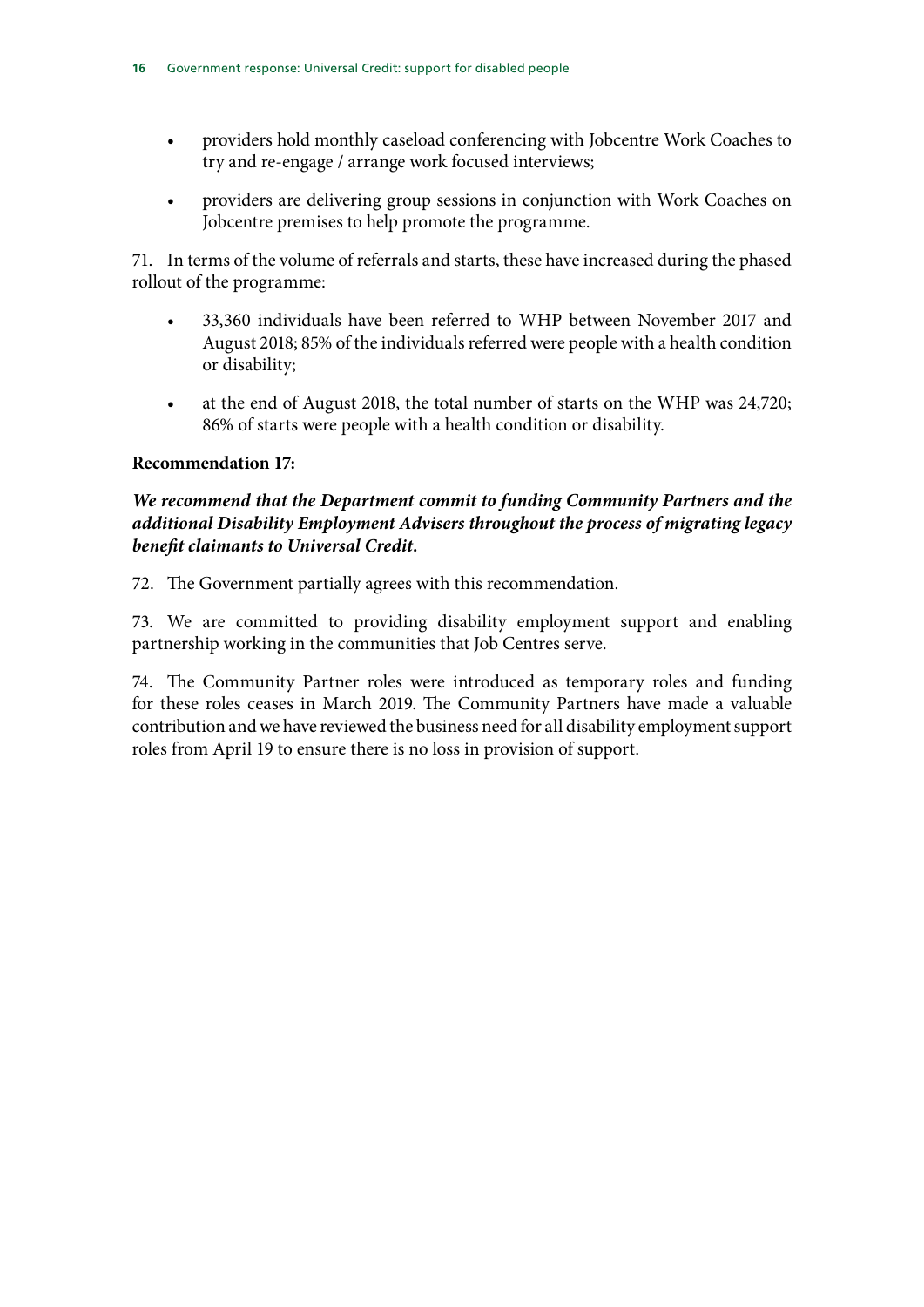- providers hold monthly caseload conferencing with Jobcentre Work Coaches to try and re-engage / arrange work focused interviews;
- providers are delivering group sessions in conjunction with Work Coaches on Jobcentre premises to help promote the programme.

71. In terms of the volume of referrals and starts, these have increased during the phased rollout of the programme:

- 33,360 individuals have been referred to WHP between November 2017 and August 2018; 85% of the individuals referred were people with a health condition or disability;
- at the end of August 2018, the total number of starts on the WHP was 24,720; 86% of starts were people with a health condition or disability.

**Recommendation 17:**

***We recommend that the Department commit to funding Community Partners and the additional Disability Employment Advisers throughout the process of migrating legacy benefit claimants to Universal Credit.***

72. The Government partially agrees with this recommendation.

73. We are committed to providing disability employment support and enabling partnership working in the communities that Job Centres serve.

74. The Community Partner roles were introduced as temporary roles and funding for these roles ceases in March 2019. The Community Partners have made a valuable contribution and we have reviewed the business need for all disability employment support roles from April 19 to ensure there is no loss in provision of support.